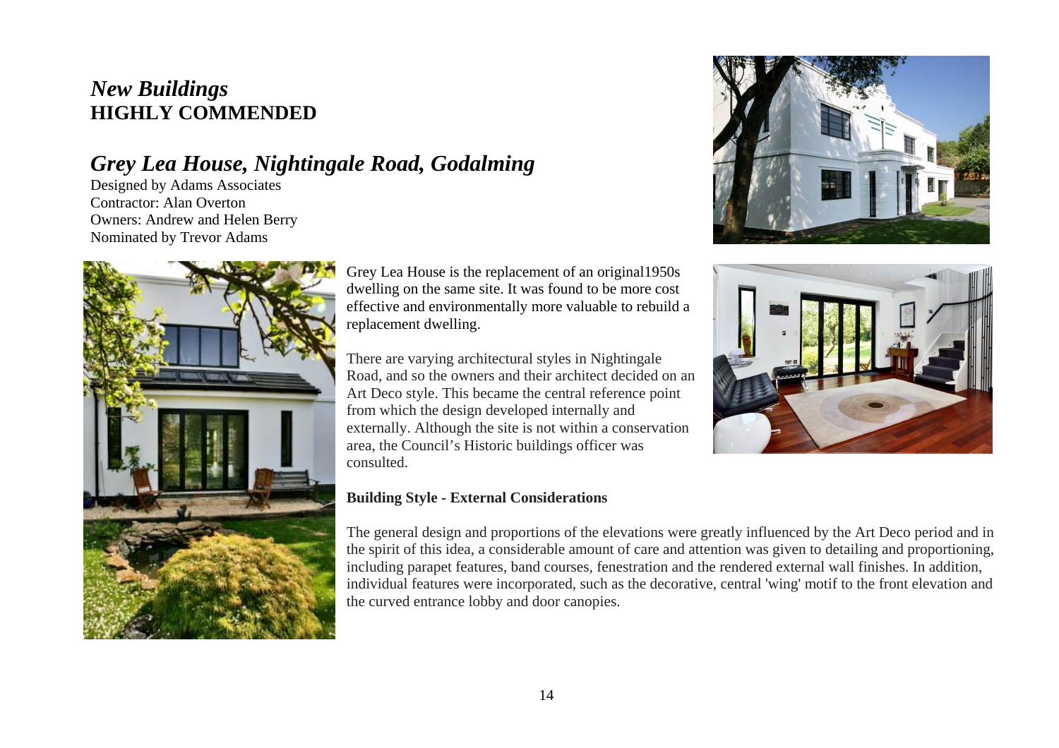## *New Buildings*
**HIGHLY COMMENDED**

## *Grey Lea House, Nightingale Road, Godalming*

Designed by Adams Associates
Contractor: Alan Overton
Owners: Andrew and Helen Berry
Nominated by Trevor Adams

Grey Lea House is the replacement of an original1950s dwelling on the same site. It was found to be more cost effective and environmentally more valuable to rebuild a replacement dwelling.

There are varying architectural styles in Nightingale Road, and so the owners and their architect decided on an Art Deco style. This became the central reference point from which the design developed internally and externally. Although the site is not within a conservation area, the Council's Historic buildings officer was consulted.

**Building Style - External Considerations**

The general design and proportions of the elevations were greatly influenced by the Art Deco period and in the spirit of this idea, a considerable amount of care and attention was given to detailing and proportioning, including parapet features, band courses, fenestration and the rendered external wall finishes. In addition, individual features were incorporated, such as the decorative, central 'wing' motif to the front elevation and the curved entrance lobby and door canopies.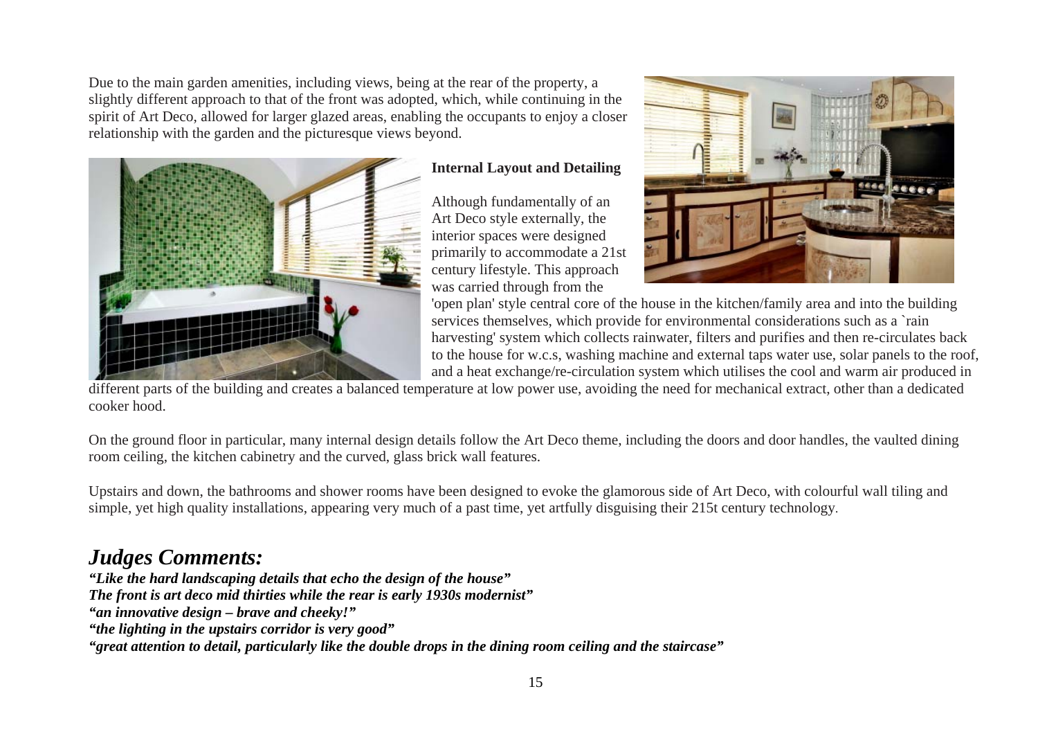Due to the main garden amenities, including views, being at the rear of the property, a slightly different approach to that of the front was adopted, which, while continuing in the spirit of Art Deco, allowed for larger glazed areas, enabling the occupants to enjoy a closer relationship with the garden and the picturesque views beyond.

**Internal Layout and Detailing**

Although fundamentally of an Art Deco style externally, the interior spaces were designed primarily to accommodate a 21st century lifestyle. This approach was carried through from the 'open plan' style central core of the house in the kitchen/family area and into the building services themselves, which provide for environmental considerations such as a `rain harvesting' system which collects rainwater, filters and purifies and then re-circulates back to the house for w.c.s, washing machine and external taps water use, solar panels to the roof, and a heat exchange/re-circulation system which utilises the cool and warm air produced in different parts of the building and creates a balanced temperature at low power use, avoiding the need for mechanical extract, other than a dedicated cooker hood.

On the ground floor in particular, many internal design details follow the Art Deco theme, including the doors and door handles, the vaulted dining room ceiling, the kitchen cabinetry and the curved, glass brick wall features.

Upstairs and down, the bathrooms and shower rooms have been designed to evoke the glamorous side of Art Deco, with colourful wall tiling and simple, yet high quality installations, appearing very much of a past time, yet artfully disguising their 215t century technology.

## *Judges Comments:*

***"Like the hard landscaping details that echo the design of the house"***
***The front is art deco mid thirties while the rear is early 1930s modernist"***
***"an innovative design – brave and cheeky!"***
***"the lighting in the upstairs corridor is very good"***
***"great attention to detail, particularly like the double drops in the dining room ceiling and the staircase"***